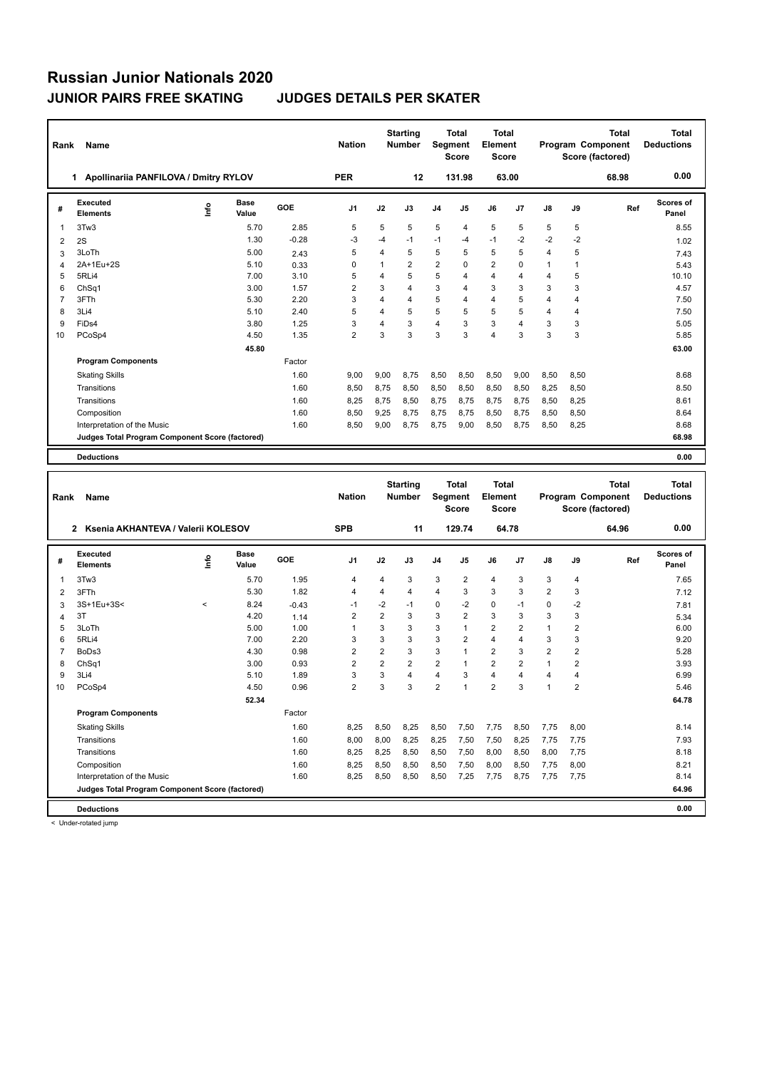# Russian Junior Nationals 2020

## JUNIOR PAIRS FREE SKATING JUDGES DETAILS PER SKATER

| Rank | Name | Nation | Starting Number | Total Segment Score | Total Element Score | Total Program Component Score (factored) | Total Deductions |
|---|---|---|---|---|---|---|---|
| 1 | Apollinariia PANFILOVA / Dmitry RYLOV | PER | 12 | 131.98 | 63.00 | 68.98 | 0.00 |

| # | Executed Elements | Info | Base Value | GOE | J1 | J2 | J3 | J4 | J5 | J6 | J7 | J8 | J9 | Ref | Scores of Panel |
|---|---|---|---|---|---|---|---|---|---|---|---|---|---|---|---|
| 1 | 3Tw3 | | 5.70 | 2.85 | 5 | 5 | 5 | 5 | 4 | 5 | 5 | 5 | 5 | | 8.55 |
| 2 | 2S | | 1.30 | -0.28 | -3 | -4 | -1 | -1 | -4 | -1 | -2 | -2 | -2 | | 1.02 |
| 3 | 3LoTh | | 5.00 | 2.43 | 5 | 4 | 5 | 5 | 5 | 5 | 5 | 4 | 5 | | 7.43 |
| 4 | 2A+1Eu+2S | | 5.10 | 0.33 | 0 | 1 | 2 | 2 | 0 | 2 | 0 | 1 | 1 | | 5.43 |
| 5 | 5RLi4 | | 7.00 | 3.10 | 5 | 4 | 5 | 5 | 4 | 4 | 4 | 4 | 5 | | 10.10 |
| 6 | ChSq1 | | 3.00 | 1.57 | 2 | 3 | 4 | 3 | 4 | 3 | 3 | 3 | 3 | | 4.57 |
| 7 | 3FTh | | 5.30 | 2.20 | 3 | 4 | 4 | 5 | 4 | 4 | 5 | 4 | 4 | | 7.50 |
| 8 | 3Li4 | | 5.10 | 2.40 | 5 | 4 | 5 | 5 | 5 | 5 | 5 | 4 | 4 | | 7.50 |
| 9 | FiDs4 | | 3.80 | 1.25 | 3 | 4 | 3 | 4 | 3 | 3 | 4 | 3 | 3 | | 5.05 |
| 10 | PCoSp4 | | 4.50 | 1.35 | 2 | 3 | 3 | 3 | 3 | 4 | 3 | 3 | 3 | | 5.85 |
| | | | 45.80 | | | | | | | | | | | | 63.00 |
| | **Program Components** | | Factor | | | | | | | | | | | | |
| | Skating Skills | | 1.60 | | 9,00 | 9,00 | 8,75 | 8,50 | 8,50 | 8,50 | 9,00 | 8,50 | 8,50 | | 8.68 |
| | Transitions | | 1.60 | | 8,50 | 8,75 | 8,50 | 8,50 | 8,50 | 8,50 | 8,50 | 8,25 | 8,50 | | 8.50 |
| | Transitions | | 1.60 | | 8,25 | 8,75 | 8,50 | 8,75 | 8,75 | 8,75 | 8,75 | 8,50 | 8,25 | | 8.61 |
| | Composition | | 1.60 | | 8,50 | 9,25 | 8,75 | 8,75 | 8,75 | 8,50 | 8,75 | 8,50 | 8,50 | | 8.64 |
| | Interpretation of the Music | | 1.60 | | 8,50 | 9,00 | 8,75 | 8,75 | 9,00 | 8,50 | 8,75 | 8,50 | 8,25 | | 8.68 |
| | **Judges Total Program Component Score (factored)** | | | | | | | | | | | | | | 68.98 |
| | **Deductions** | | | | | | | | | | | | | | 0.00 |

| Rank | Name | Nation | Starting Number | Total Segment Score | Total Element Score | Total Program Component Score (factored) | Total Deductions |
|---|---|---|---|---|---|---|---|
| 2 | Ksenia AKHANTEVA / Valerii KOLESOV | SPB | 11 | 129.74 | 64.78 | 64.96 | 0.00 |

| # | Executed Elements | Info | Base Value | GOE | J1 | J2 | J3 | J4 | J5 | J6 | J7 | J8 | J9 | Ref | Scores of Panel |
|---|---|---|---|---|---|---|---|---|---|---|---|---|---|---|---|
| 1 | 3Tw3 | | 5.70 | 1.95 | 4 | 4 | 3 | 3 | 2 | 4 | 3 | 3 | 4 | | 7.65 |
| 2 | 3FTh | | 5.30 | 1.82 | 4 | 4 | 4 | 4 | 3 | 3 | 3 | 2 | 3 | | 7.12 |
| 3 | 3S+1Eu+3S< | < | 8.24 | -0.43 | -1 | -2 | -1 | 0 | -2 | 0 | -1 | 0 | -2 | | 7.81 |
| 4 | 3T | | 4.20 | 1.14 | 2 | 2 | 3 | 3 | 2 | 3 | 3 | 3 | 3 | | 5.34 |
| 5 | 3LoTh | | 5.00 | 1.00 | 1 | 3 | 3 | 3 | 1 | 2 | 2 | 1 | 2 | | 6.00 |
| 6 | 5RLi4 | | 7.00 | 2.20 | 3 | 3 | 3 | 3 | 2 | 4 | 4 | 3 | 3 | | 9.20 |
| 7 | BoDs3 | | 4.30 | 0.98 | 2 | 2 | 3 | 3 | 1 | 2 | 3 | 2 | 2 | | 5.28 |
| 8 | ChSq1 | | 3.00 | 0.93 | 2 | 2 | 2 | 2 | 1 | 2 | 2 | 1 | 2 | | 3.93 |
| 9 | 3Li4 | | 5.10 | 1.89 | 3 | 3 | 4 | 4 | 3 | 4 | 4 | 4 | 4 | | 6.99 |
| 10 | PCoSp4 | | 4.50 | 0.96 | 2 | 3 | 3 | 2 | 1 | 2 | 3 | 1 | 2 | | 5.46 |
| | | | 52.34 | | | | | | | | | | | | 64.78 |
| | **Program Components** | | Factor | | | | | | | | | | | | |
| | Skating Skills | | 1.60 | | 8,25 | 8,50 | 8,25 | 8,50 | 7,50 | 7,75 | 8,50 | 7,75 | 8,00 | | 8.14 |
| | Transitions | | 1.60 | | 8,00 | 8,00 | 8,25 | 8,25 | 7,50 | 7,50 | 8,25 | 7,75 | 7,75 | | 7.93 |
| | Transitions | | 1.60 | | 8,25 | 8,25 | 8,50 | 8,50 | 7,50 | 8,00 | 8,50 | 8,00 | 7,75 | | 8.18 |
| | Composition | | 1.60 | | 8,25 | 8,50 | 8,50 | 8,50 | 7,50 | 8,00 | 8,50 | 7,75 | 8,00 | | 8.21 |
| | Interpretation of the Music | | 1.60 | | 8,25 | 8,50 | 8,50 | 8,50 | 7,25 | 7,75 | 8,75 | 7,75 | 7,75 | | 8.14 |
| | **Judges Total Program Component Score (factored)** | | | | | | | | | | | | | | 64.96 |
| | **Deductions** | | | | | | | | | | | | | | 0.00 |

< Under-rotated jump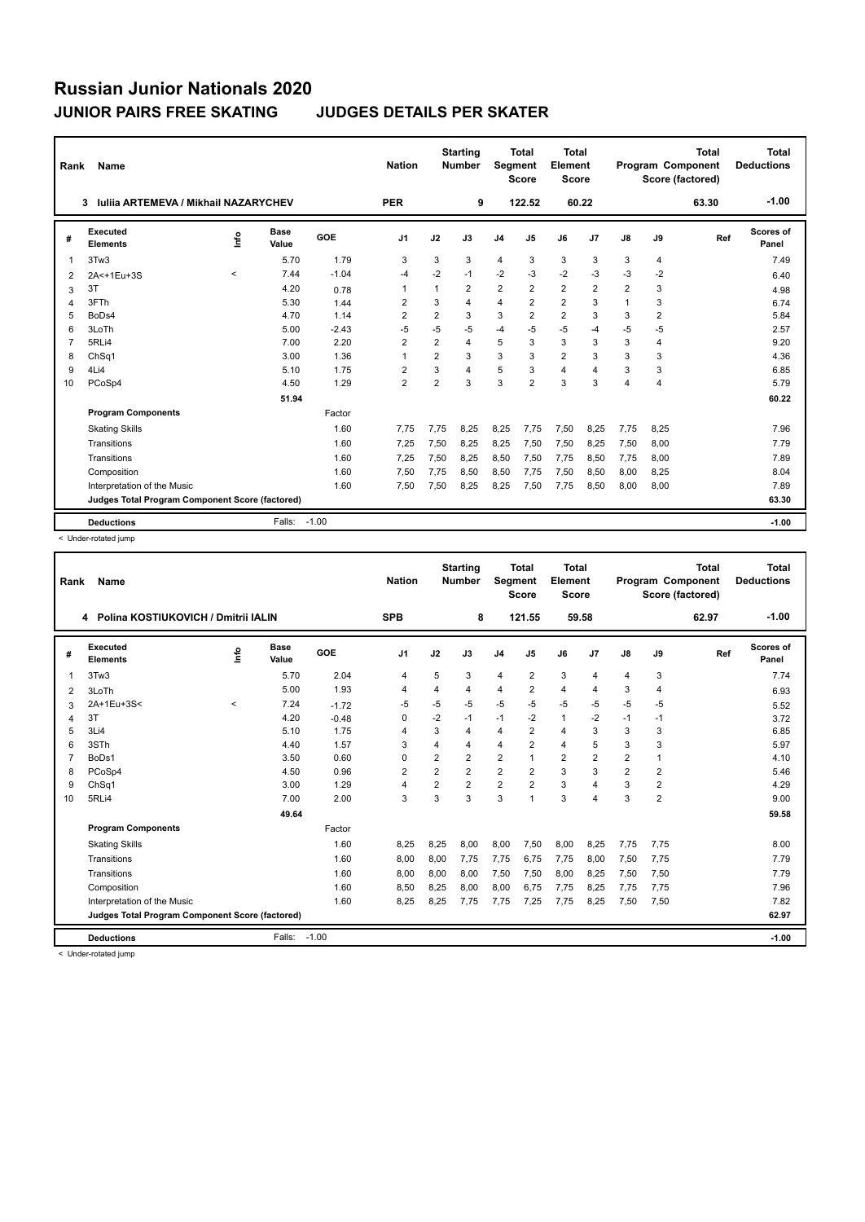# Russian Junior Nationals 2020

## JUNIOR PAIRS FREE SKATING — JUDGES DETAILS PER SKATER

| Rank | Name | Nation | Starting Number | Total Segment Score | Total Element Score | Total Program Component Score (factored) | Total Deductions |
|---|---|---|---|---|---|---|---|
| 3 | Iuliia ARTEMEVA / Mikhail NAZARYCHEV | PER | 9 | 122.52 | 60.22 | 63.30 | -1.00 |

| # | Executed Elements | Info | Base Value | GOE | J1 | J2 | J3 | J4 | J5 | J6 | J7 | J8 | J9 | Ref | Scores of Panel |
|---|---|---|---|---|---|---|---|---|---|---|---|---|---|---|---|
| 1 | 3Tw3 | | 5.70 | 1.79 | 3 | 3 | 3 | 4 | 3 | 3 | 3 | 3 | 4 | | 7.49 |
| 2 | 2A<+1Eu+3S | < | 7.44 | -1.04 | -4 | -2 | -1 | -2 | -3 | -2 | -3 | -3 | -2 | | 6.40 |
| 3 | 3T | | 4.20 | 0.78 | 1 | 1 | 2 | 2 | 2 | 2 | 2 | 2 | 3 | | 4.98 |
| 4 | 3FTh | | 5.30 | 1.44 | 2 | 3 | 4 | 4 | 2 | 2 | 3 | 1 | 3 | | 6.74 |
| 5 | BoDs4 | | 4.70 | 1.14 | 2 | 2 | 3 | 3 | 2 | 2 | 3 | 3 | 2 | | 5.84 |
| 6 | 3LoTh | | 5.00 | -2.43 | -5 | -5 | -5 | -4 | -5 | -5 | -4 | -5 | -5 | | 2.57 |
| 7 | 5RLi4 | | 7.00 | 2.20 | 2 | 2 | 4 | 5 | 3 | 3 | 3 | 3 | 4 | | 9.20 |
| 8 | ChSq1 | | 3.00 | 1.36 | 1 | 2 | 3 | 3 | 3 | 2 | 3 | 3 | 3 | | 4.36 |
| 9 | 4Li4 | | 5.10 | 1.75 | 2 | 3 | 4 | 5 | 3 | 4 | 4 | 3 | 3 | | 6.85 |
| 10 | PCoSp4 | | 4.50 | 1.29 | 2 | 2 | 3 | 3 | 2 | 3 | 3 | 4 | 4 | | 5.79 |
| | | | 51.94 | | | | | | | | | | | | 60.22 |
| | **Program Components** | | | Factor | | | | | | | | | | | |
| | Skating Skills | | | 1.60 | 7,75 | 7,75 | 8,25 | 8,25 | 7,75 | 7,50 | 8,25 | 7,75 | 8,25 | | 7.96 |
| | Transitions | | | 1.60 | 7,25 | 7,50 | 8,25 | 8,25 | 7,50 | 7,50 | 8,25 | 7,50 | 8,00 | | 7.79 |
| | Transitions | | | 1.60 | 7,25 | 7,50 | 8,25 | 8,50 | 7,50 | 7,75 | 8,50 | 7,75 | 8,00 | | 7.89 |
| | Composition | | | 1.60 | 7,50 | 7,75 | 8,50 | 8,50 | 7,75 | 7,50 | 8,50 | 8,00 | 8,25 | | 8.04 |
| | Interpretation of the Music | | | 1.60 | 7,50 | 7,50 | 8,25 | 8,25 | 7,50 | 7,75 | 8,50 | 8,00 | 8,00 | | 7.89 |
| | **Judges Total Program Component Score (factored)** | | | | | | | | | | | | | | 63.30 |
| | **Deductions** | | Falls: | -1.00 | | | | | | | | | | | -1.00 |

< Under-rotated jump

| Rank | Name | Nation | Starting Number | Total Segment Score | Total Element Score | Total Program Component Score (factored) | Total Deductions |
|---|---|---|---|---|---|---|---|
| 4 | Polina KOSTIUKOVICH / Dmitrii IALIN | SPB | 8 | 121.55 | 59.58 | 62.97 | -1.00 |

| # | Executed Elements | Info | Base Value | GOE | J1 | J2 | J3 | J4 | J5 | J6 | J7 | J8 | J9 | Ref | Scores of Panel |
|---|---|---|---|---|---|---|---|---|---|---|---|---|---|---|---|
| 1 | 3Tw3 | | 5.70 | 2.04 | 4 | 5 | 3 | 4 | 2 | 3 | 4 | 4 | 3 | | 7.74 |
| 2 | 3LoTh | | 5.00 | 1.93 | 4 | 4 | 4 | 4 | 2 | 4 | 4 | 3 | 4 | | 6.93 |
| 3 | 2A+1Eu+3S< | < | 7.24 | -1.72 | -5 | -5 | -5 | -5 | -5 | -5 | -5 | -5 | -5 | | 5.52 |
| 4 | 3T | | 4.20 | -0.48 | 0 | -2 | -1 | -1 | -2 | 1 | -2 | -1 | -1 | | 3.72 |
| 5 | 3Li4 | | 5.10 | 1.75 | 4 | 3 | 4 | 4 | 2 | 4 | 3 | 3 | 3 | | 6.85 |
| 6 | 3STh | | 4.40 | 1.57 | 3 | 4 | 4 | 4 | 2 | 4 | 5 | 3 | 3 | | 5.97 |
| 7 | BoDs1 | | 3.50 | 0.60 | 0 | 2 | 2 | 2 | 1 | 2 | 2 | 2 | 1 | | 4.10 |
| 8 | PCoSp4 | | 4.50 | 0.96 | 2 | 2 | 2 | 2 | 2 | 3 | 3 | 2 | 2 | | 5.46 |
| 9 | ChSq1 | | 3.00 | 1.29 | 4 | 2 | 2 | 2 | 2 | 3 | 4 | 3 | 2 | | 4.29 |
| 10 | 5RLi4 | | 7.00 | 2.00 | 3 | 3 | 3 | 3 | 1 | 3 | 4 | 3 | 2 | | 9.00 |
| | | | 49.64 | | | | | | | | | | | | 59.58 |
| | **Program Components** | | | Factor | | | | | | | | | | | |
| | Skating Skills | | | 1.60 | 8,25 | 8,25 | 8,00 | 8,00 | 7,50 | 8,00 | 8,25 | 7,75 | 7,75 | | 8.00 |
| | Transitions | | | 1.60 | 8,00 | 8,00 | 7,75 | 7,75 | 6,75 | 7,75 | 8,00 | 7,50 | 7,75 | | 7.79 |
| | Transitions | | | 1.60 | 8,00 | 8,00 | 8,00 | 7,50 | 7,50 | 8,00 | 8,25 | 7,50 | 7,50 | | 7.79 |
| | Composition | | | 1.60 | 8,50 | 8,25 | 8,00 | 8,00 | 6,75 | 7,75 | 8,25 | 7,75 | 7,75 | | 7.96 |
| | Interpretation of the Music | | | 1.60 | 8,25 | 8,25 | 7,75 | 7,75 | 7,25 | 7,75 | 8,25 | 7,50 | 7,50 | | 7.82 |
| | **Judges Total Program Component Score (factored)** | | | | | | | | | | | | | | 62.97 |
| | **Deductions** | | Falls: | -1.00 | | | | | | | | | | | -1.00 |

< Under-rotated jump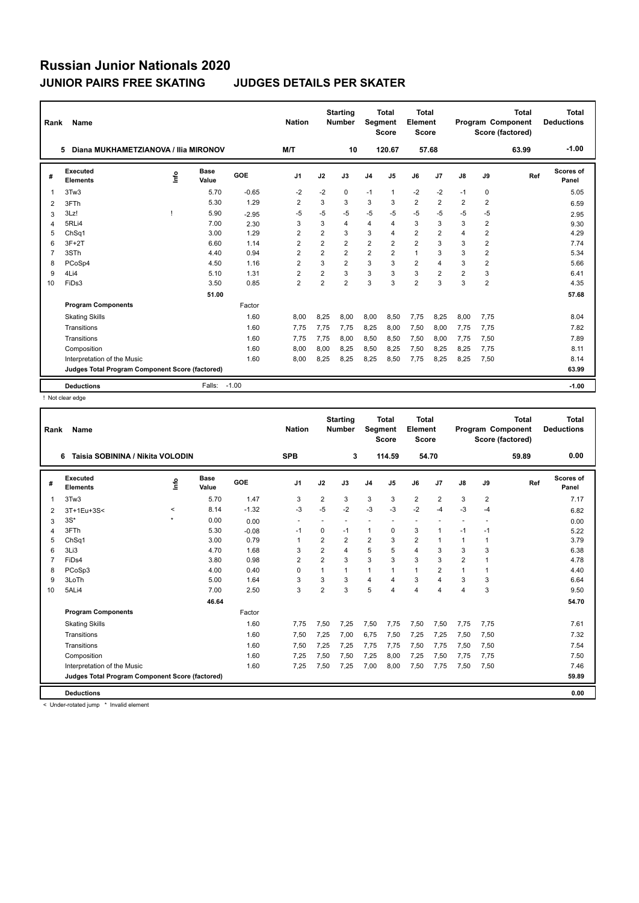# Russian Junior Nationals 2020

## JUNIOR PAIRS FREE SKATING — JUDGES DETAILS PER SKATER

| Rank | Name | Nation | Starting Number | Total Segment Score | Total Element Score | Total Program Component Score (factored) | Total Deductions |
|---|---|---|---|---|---|---|---|
| 5 | Diana MUKHAMETZIANOVA / Ilia MIRONOV | M/T | 10 | 120.67 | 57.68 | 63.99 | -1.00 |

| # | Executed Elements | Info | Base Value | GOE | J1 | J2 | J3 | J4 | J5 | J6 | J7 | J8 | J9 | Ref | Scores of Panel |
|---|---|---|---|---|---|---|---|---|---|---|---|---|---|---|---|
| 1 | 3Tw3 | | 5.70 | -0.65 | -2 | -2 | 0 | -1 | 1 | -2 | -2 | -1 | 0 | | 5.05 |
| 2 | 3FTh | | 5.30 | 1.29 | 2 | 3 | 3 | 3 | 3 | 2 | 2 | 2 | 2 | | 6.59 |
| 3 | 3Lz! | ! | 5.90 | -2.95 | -5 | -5 | -5 | -5 | -5 | -5 | -5 | -5 | -5 | | 2.95 |
| 4 | 5RLi4 | | 7.00 | 2.30 | 3 | 3 | 4 | 4 | 4 | 3 | 3 | 3 | 2 | | 9.30 |
| 5 | ChSq1 | | 3.00 | 1.29 | 2 | 2 | 3 | 3 | 4 | 2 | 2 | 4 | 2 | | 4.29 |
| 6 | 3F+2T | | 6.60 | 1.14 | 2 | 2 | 2 | 2 | 2 | 2 | 3 | 3 | 2 | | 7.74 |
| 7 | 3STh | | 4.40 | 0.94 | 2 | 2 | 2 | 2 | 2 | 1 | 3 | 3 | 2 | | 5.34 |
| 8 | PCoSp4 | | 4.50 | 1.16 | 2 | 3 | 2 | 3 | 3 | 2 | 4 | 3 | 2 | | 5.66 |
| 9 | 4Li4 | | 5.10 | 1.31 | 2 | 2 | 3 | 3 | 3 | 3 | 2 | 2 | 3 | | 6.41 |
| 10 | FiDs3 | | 3.50 | 0.85 | 2 | 2 | 2 | 3 | 3 | 2 | 3 | 3 | 2 | | 4.35 |
| | | | 51.00 | | | | | | | | | | | | 57.68 |

| Program Components | Factor | J1 | J2 | J3 | J4 | J5 | J6 | J7 | J8 | J9 | Ref | Scores of Panel |
|---|---|---|---|---|---|---|---|---|---|---|---|---|
| Skating Skills | 1.60 | 8,00 | 8,25 | 8,00 | 8,00 | 8,50 | 7,75 | 8,25 | 8,00 | 7,75 | | 8.04 |
| Transitions | 1.60 | 7,75 | 7,75 | 7,75 | 8,25 | 8,00 | 7,50 | 8,00 | 7,75 | 7,75 | | 7.82 |
| Transitions | 1.60 | 7,75 | 7,75 | 8,00 | 8,50 | 8,50 | 7,50 | 8,00 | 7,75 | 7,50 | | 7.89 |
| Composition | 1.60 | 8,00 | 8,00 | 8,25 | 8,50 | 8,25 | 7,50 | 8,25 | 8,25 | 7,75 | | 8.11 |
| Interpretation of the Music | 1.60 | 8,00 | 8,25 | 8,25 | 8,25 | 8,50 | 7,75 | 8,25 | 8,25 | 7,50 | | 8.14 |
| Judges Total Program Component Score (factored) | | | | | | | | | | | | 63.99 |

| Deductions | Falls: -1.00 | -1.00 |
|---|---|---|

! Not clear edge

| Rank | Name | Nation | Starting Number | Total Segment Score | Total Element Score | Total Program Component Score (factored) | Total Deductions |
|---|---|---|---|---|---|---|---|
| 6 | Taisia SOBININA / Nikita VOLODIN | SPB | 3 | 114.59 | 54.70 | 59.89 | 0.00 |

| # | Executed Elements | Info | Base Value | GOE | J1 | J2 | J3 | J4 | J5 | J6 | J7 | J8 | J9 | Ref | Scores of Panel |
|---|---|---|---|---|---|---|---|---|---|---|---|---|---|---|---|
| 1 | 3Tw3 | | 5.70 | 1.47 | 3 | 2 | 3 | 3 | 3 | 2 | 2 | 3 | 2 | | 7.17 |
| 2 | 3T+1Eu+3S< | < | 8.14 | -1.32 | -3 | -5 | -2 | -3 | -3 | -2 | -4 | -3 | -4 | | 6.82 |
| 3 | 3S* | * | 0.00 | 0.00 | - | - | - | - | - | - | - | - | - | | 0.00 |
| 4 | 3FTh | | 5.30 | -0.08 | -1 | 0 | -1 | 1 | 0 | 3 | 1 | -1 | -1 | | 5.22 |
| 5 | ChSq1 | | 3.00 | 0.79 | 1 | 2 | 2 | 2 | 3 | 2 | 1 | 1 | 1 | | 3.79 |
| 6 | 3Li3 | | 4.70 | 1.68 | 3 | 2 | 4 | 5 | 5 | 4 | 3 | 3 | 3 | | 6.38 |
| 7 | FiDs4 | | 3.80 | 0.98 | 2 | 2 | 3 | 3 | 3 | 3 | 3 | 2 | 1 | | 4.78 |
| 8 | PCoSp3 | | 4.00 | 0.40 | 0 | 1 | 1 | 1 | 1 | 1 | 2 | 1 | 1 | | 4.40 |
| 9 | 3LoTh | | 5.00 | 1.64 | 3 | 3 | 3 | 4 | 4 | 3 | 4 | 3 | 3 | | 6.64 |
| 10 | 5ALi4 | | 7.00 | 2.50 | 3 | 2 | 3 | 5 | 4 | 4 | 4 | 4 | 3 | | 9.50 |
| | | | 46.64 | | | | | | | | | | | | 54.70 |

| Program Components | Factor | J1 | J2 | J3 | J4 | J5 | J6 | J7 | J8 | J9 | Ref | Scores of Panel |
|---|---|---|---|---|---|---|---|---|---|---|---|---|
| Skating Skills | 1.60 | 7,75 | 7,50 | 7,25 | 7,50 | 7,75 | 7,50 | 7,50 | 7,75 | 7,75 | | 7.61 |
| Transitions | 1.60 | 7,50 | 7,25 | 7,00 | 6,75 | 7,50 | 7,25 | 7,25 | 7,50 | 7,50 | | 7.32 |
| Transitions | 1.60 | 7,50 | 7,25 | 7,25 | 7,75 | 7,75 | 7,50 | 7,75 | 7,50 | 7,50 | | 7.54 |
| Composition | 1.60 | 7,25 | 7,50 | 7,50 | 7,25 | 8,00 | 7,25 | 7,50 | 7,75 | 7,75 | | 7.50 |
| Interpretation of the Music | 1.60 | 7,25 | 7,50 | 7,25 | 7,00 | 8,00 | 7,50 | 7,75 | 7,50 | 7,50 | | 7.46 |
| Judges Total Program Component Score (factored) | | | | | | | | | | | | 59.89 |

| Deductions | | 0.00 |
|---|---|---|

< Under-rotated jump * Invalid element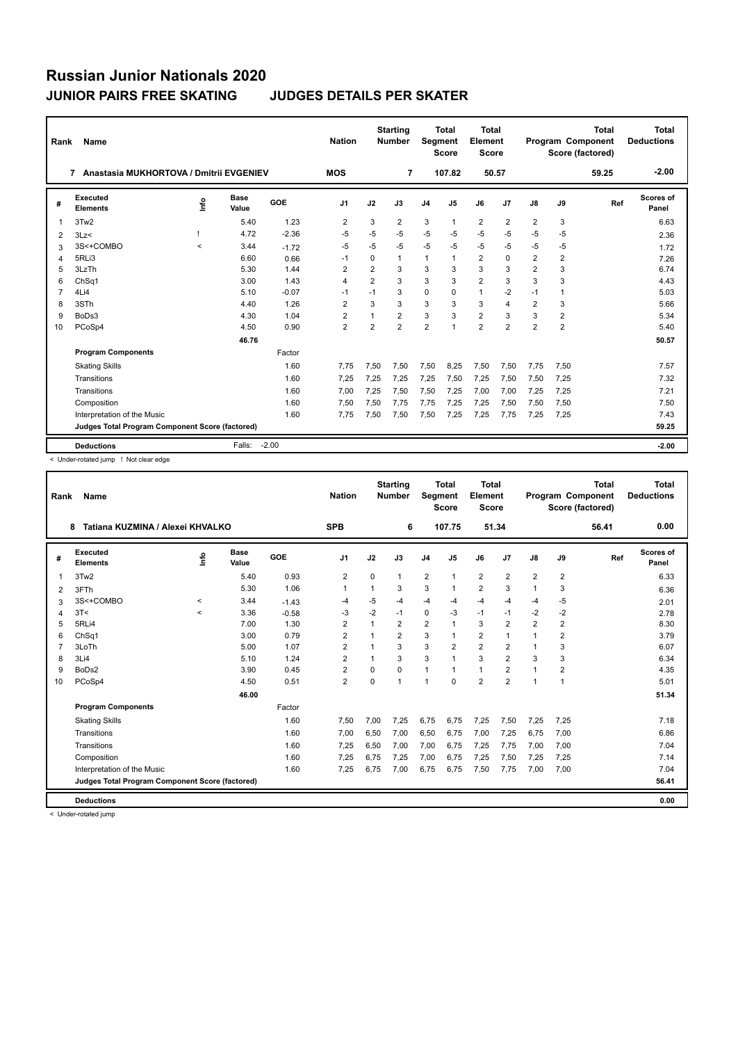# Russian Junior Nationals 2020

## JUNIOR PAIRS FREE SKATING JUDGES DETAILS PER SKATER

| Rank | Name | Nation | Starting Number | Total Segment Score | Total Element Score | Total Program Component Score (factored) | Total Deductions |
|---|---|---|---|---|---|---|---|
| 7 | Anastasia MUKHORTOVA / Dmitrii EVGENIEV | MOS | 7 | 107.82 | 50.57 | 59.25 | -2.00 |

| # | Executed Elements | Info | Base Value | GOE | J1 | J2 | J3 | J4 | J5 | J6 | J7 | J8 | J9 | Ref | Scores of Panel |
|---|---|---|---|---|---|---|---|---|---|---|---|---|---|---|---|
| 1 | 3Tw2 | | 5.40 | 1.23 | 2 | 3 | 2 | 3 | 1 | 2 | 2 | 2 | 3 | | 6.63 |
| 2 | 3Lz< | ! | 4.72 | -2.36 | -5 | -5 | -5 | -5 | -5 | -5 | -5 | -5 | -5 | | 2.36 |
| 3 | 3S<+COMBO | < | 3.44 | -1.72 | -5 | -5 | -5 | -5 | -5 | -5 | -5 | -5 | -5 | | 1.72 |
| 4 | 5RLi3 | | 6.60 | 0.66 | -1 | 0 | 1 | 1 | 1 | 2 | 0 | 2 | 2 | | 7.26 |
| 5 | 3LzTh | | 5.30 | 1.44 | 2 | 2 | 3 | 3 | 3 | 3 | 3 | 2 | 3 | | 6.74 |
| 6 | ChSq1 | | 3.00 | 1.43 | 4 | 2 | 3 | 3 | 3 | 2 | 3 | 3 | 3 | | 4.43 |
| 7 | 4Li4 | | 5.10 | -0.07 | -1 | -1 | 3 | 0 | 0 | 1 | -2 | -1 | 1 | | 5.03 |
| 8 | 3STh | | 4.40 | 1.26 | 2 | 3 | 3 | 3 | 3 | 3 | 4 | 2 | 3 | | 5.66 |
| 9 | BoDs3 | | 4.30 | 1.04 | 2 | 1 | 2 | 3 | 3 | 2 | 3 | 3 | 2 | | 5.34 |
| 10 | PCoSp4 | | 4.50 | 0.90 | 2 | 2 | 2 | 2 | 1 | 2 | 2 | 2 | 2 | | 5.40 |
| | | | 46.76 | | | | | | | | | | | | 50.57 |
| | **Program Components** | | | Factor | | | | | | | | | | | |
| | Skating Skills | | | 1.60 | 7,75 | 7,50 | 7,50 | 7,50 | 8,25 | 7,50 | 7,50 | 7,75 | 7,50 | | 7.57 |
| | Transitions | | | 1.60 | 7,25 | 7,25 | 7,25 | 7,25 | 7,50 | 7,25 | 7,50 | 7,50 | 7,25 | | 7.32 |
| | Transitions | | | 1.60 | 7,00 | 7,25 | 7,50 | 7,50 | 7,25 | 7,00 | 7,00 | 7,25 | 7,25 | | 7.21 |
| | Composition | | | 1.60 | 7,50 | 7,50 | 7,75 | 7,75 | 7,25 | 7,25 | 7,50 | 7,50 | 7,50 | | 7.50 |
| | Interpretation of the Music | | | 1.60 | 7,75 | 7,50 | 7,50 | 7,50 | 7,25 | 7,25 | 7,75 | 7,25 | 7,25 | | 7.43 |
| | Judges Total Program Component Score (factored) | | | | | | | | | | | | | | 59.25 |
| | **Deductions** | | Falls: | -2.00 | | | | | | | | | | | -2.00 |

< Under-rotated jump ! Not clear edge

| Rank | Name | Nation | Starting Number | Total Segment Score | Total Element Score | Total Program Component Score (factored) | Total Deductions |
|---|---|---|---|---|---|---|---|
| 8 | Tatiana KUZMINA / Alexei KHVALKO | SPB | 6 | 107.75 | 51.34 | 56.41 | 0.00 |

| # | Executed Elements | Info | Base Value | GOE | J1 | J2 | J3 | J4 | J5 | J6 | J7 | J8 | J9 | Ref | Scores of Panel |
|---|---|---|---|---|---|---|---|---|---|---|---|---|---|---|---|
| 1 | 3Tw2 | | 5.40 | 0.93 | 2 | 0 | 1 | 2 | 1 | 2 | 2 | 2 | 2 | | 6.33 |
| 2 | 3FTh | | 5.30 | 1.06 | 1 | 1 | 3 | 3 | 1 | 2 | 3 | 1 | 3 | | 6.36 |
| 3 | 3S<+COMBO | < | 3.44 | -1.43 | -4 | -5 | -4 | -4 | -4 | -4 | -4 | -4 | -5 | | 2.01 |
| 4 | 3T< | < | 3.36 | -0.58 | -3 | -2 | -1 | 0 | -3 | -1 | -1 | -2 | -2 | | 2.78 |
| 5 | 5RLi4 | | 7.00 | 1.30 | 2 | 1 | 2 | 2 | 1 | 3 | 2 | 2 | 2 | | 8.30 |
| 6 | ChSq1 | | 3.00 | 0.79 | 2 | 1 | 2 | 3 | 1 | 2 | 1 | 1 | 2 | | 3.79 |
| 7 | 3LoTh | | 5.00 | 1.07 | 2 | 1 | 3 | 3 | 2 | 2 | 2 | 1 | 3 | | 6.07 |
| 8 | 3Li4 | | 5.10 | 1.24 | 2 | 1 | 3 | 3 | 1 | 3 | 2 | 3 | 3 | | 6.34 |
| 9 | BoDs2 | | 3.90 | 0.45 | 2 | 0 | 0 | 1 | 1 | 1 | 2 | 1 | 2 | | 4.35 |
| 10 | PCoSp4 | | 4.50 | 0.51 | 2 | 0 | 1 | 1 | 0 | 2 | 2 | 1 | 1 | | 5.01 |
| | | | 46.00 | | | | | | | | | | | | 51.34 |
| | **Program Components** | | | Factor | | | | | | | | | | | |
| | Skating Skills | | | 1.60 | 7,50 | 7,00 | 7,25 | 6,75 | 6,75 | 7,25 | 7,50 | 7,25 | 7,25 | | 7.18 |
| | Transitions | | | 1.60 | 7,00 | 6,50 | 7,00 | 6,50 | 6,75 | 7,00 | 7,25 | 6,75 | 7,00 | | 6.86 |
| | Transitions | | | 1.60 | 7,25 | 6,50 | 7,00 | 7,00 | 6,75 | 7,25 | 7,75 | 7,00 | 7,00 | | 7.04 |
| | Composition | | | 1.60 | 7,25 | 6,75 | 7,25 | 7,00 | 6,75 | 7,25 | 7,50 | 7,25 | 7,25 | | 7.14 |
| | Interpretation of the Music | | | 1.60 | 7,25 | 6,75 | 7,00 | 6,75 | 6,75 | 7,50 | 7,75 | 7,00 | 7,00 | | 7.04 |
| | Judges Total Program Component Score (factored) | | | | | | | | | | | | | | 56.41 |
| | **Deductions** | | | | | | | | | | | | | | 0.00 |

< Under-rotated jump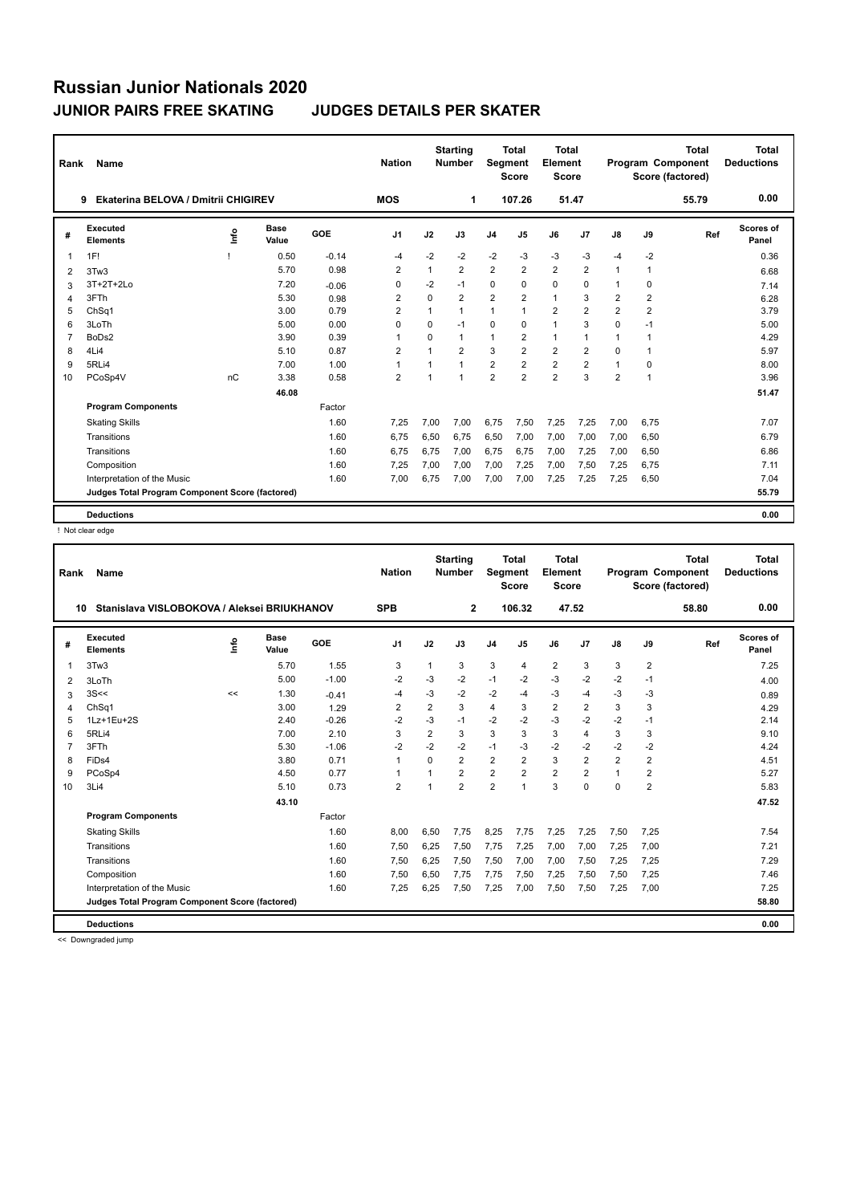# Russian Junior Nationals 2020

## JUNIOR PAIRS FREE SKATING — JUDGES DETAILS PER SKATER

| Rank | Name | Nation | Starting Number | Total Segment Score | Total Element Score | Total Program Component Score (factored) | Total Deductions |
|---|---|---|---|---|---|---|---|
| 9 | Ekaterina BELOVA / Dmitrii CHIGIREV | MOS | 1 | 107.26 | 51.47 | 55.79 | 0.00 |

| # | Executed Elements | Info | Base Value | GOE | J1 | J2 | J3 | J4 | J5 | J6 | J7 | J8 | J9 | Ref | Scores of Panel |
|---|---|---|---|---|---|---|---|---|---|---|---|---|---|---|---|
| 1 | 1F! | ! | 0.50 | -0.14 | -4 | -2 | -2 | -2 | -3 | -3 | -3 | -4 | -2 | | 0.36 |
| 2 | 3Tw3 | | 5.70 | 0.98 | 2 | 1 | 2 | 2 | 2 | 2 | 2 | 1 | 1 | | 6.68 |
| 3 | 3T+2T+2Lo | | 7.20 | -0.06 | 0 | -2 | -1 | 0 | 0 | 0 | 0 | 1 | 0 | | 7.14 |
| 4 | 3FTh | | 5.30 | 0.98 | 2 | 0 | 2 | 2 | 2 | 1 | 3 | 2 | 2 | | 6.28 |
| 5 | ChSq1 | | 3.00 | 0.79 | 2 | 1 | 1 | 1 | 1 | 2 | 2 | 2 | 2 | | 3.79 |
| 6 | 3LoTh | | 5.00 | 0.00 | 0 | 0 | -1 | 0 | 0 | 1 | 3 | 0 | -1 | | 5.00 |
| 7 | BoDs2 | | 3.90 | 0.39 | 1 | 0 | 1 | 1 | 2 | 1 | 1 | 1 | 1 | | 4.29 |
| 8 | 4Li4 | | 5.10 | 0.87 | 2 | 1 | 2 | 3 | 2 | 2 | 2 | 0 | 1 | | 5.97 |
| 9 | 5RLi4 | | 7.00 | 1.00 | 1 | 1 | 1 | 2 | 2 | 2 | 2 | 1 | 0 | | 8.00 |
| 10 | PCoSp4V | nC | 3.38 | 0.58 | 2 | 1 | 1 | 2 | 2 | 2 | 3 | 2 | 1 | | 3.96 |
| | | | 46.08 | | | | | | | | | | | | 51.47 |
| | **Program Components** | | | Factor | | | | | | | | | | | |
| | Skating Skills | | | 1.60 | 7,25 | 7,00 | 7,00 | 6,75 | 7,50 | 7,25 | 7,25 | 7,00 | 6,75 | | 7.07 |
| | Transitions | | | 1.60 | 6,75 | 6,50 | 6,75 | 6,50 | 7,00 | 7,00 | 7,00 | 7,00 | 6,50 | | 6.79 |
| | Transitions | | | 1.60 | 6,75 | 6,75 | 7,00 | 6,75 | 6,75 | 7,00 | 7,25 | 7,00 | 6,50 | | 6.86 |
| | Composition | | | 1.60 | 7,25 | 7,00 | 7,00 | 7,00 | 7,25 | 7,00 | 7,50 | 7,25 | 6,75 | | 7.11 |
| | Interpretation of the Music | | | 1.60 | 7,00 | 6,75 | 7,00 | 7,00 | 7,00 | 7,25 | 7,25 | 7,25 | 6,50 | | 7.04 |
| | **Judges Total Program Component Score (factored)** | | | | | | | | | | | | | | 55.79 |
| | **Deductions** | | | | | | | | | | | | | | 0.00 |

! Not clear edge

| Rank | Name | Nation | Starting Number | Total Segment Score | Total Element Score | Total Program Component Score (factored) | Total Deductions |
|---|---|---|---|---|---|---|---|
| 10 | Stanislava VISLOBOKOVA / Aleksei BRIUKHANOV | SPB | 2 | 106.32 | 47.52 | 58.80 | 0.00 |

| # | Executed Elements | Info | Base Value | GOE | J1 | J2 | J3 | J4 | J5 | J6 | J7 | J8 | J9 | Ref | Scores of Panel |
|---|---|---|---|---|---|---|---|---|---|---|---|---|---|---|---|
| 1 | 3Tw3 | | 5.70 | 1.55 | 3 | 1 | 3 | 3 | 4 | 2 | 3 | 3 | 2 | | 7.25 |
| 2 | 3LoTh | | 5.00 | -1.00 | -2 | -3 | -2 | -1 | -2 | -3 | -2 | -2 | -1 | | 4.00 |
| 3 | 3S<< | << | 1.30 | -0.41 | -4 | -3 | -2 | -2 | -4 | -3 | -4 | -3 | -3 | | 0.89 |
| 4 | ChSq1 | | 3.00 | 1.29 | 2 | 2 | 3 | 4 | 3 | 2 | 2 | 3 | 3 | | 4.29 |
| 5 | 1Lz+1Eu+2S | | 2.40 | -0.26 | -2 | -3 | -1 | -2 | -2 | -3 | -2 | -2 | -1 | | 2.14 |
| 6 | 5RLi4 | | 7.00 | 2.10 | 3 | 2 | 3 | 3 | 3 | 3 | 4 | 3 | 3 | | 9.10 |
| 7 | 3FTh | | 5.30 | -1.06 | -2 | -2 | -2 | -1 | -3 | -2 | -2 | -2 | -2 | | 4.24 |
| 8 | FiDs4 | | 3.80 | 0.71 | 1 | 0 | 2 | 2 | 2 | 3 | 2 | 2 | 2 | | 4.51 |
| 9 | PCoSp4 | | 4.50 | 0.77 | 1 | 1 | 2 | 2 | 2 | 2 | 2 | 1 | 2 | | 5.27 |
| 10 | 3Li4 | | 5.10 | 0.73 | 2 | 1 | 2 | 2 | 1 | 3 | 0 | 0 | 2 | | 5.83 |
| | | | 43.10 | | | | | | | | | | | | 47.52 |
| | **Program Components** | | | Factor | | | | | | | | | | | |
| | Skating Skills | | | 1.60 | 8,00 | 6,50 | 7,75 | 8,25 | 7,75 | 7,25 | 7,25 | 7,50 | 7,25 | | 7.54 |
| | Transitions | | | 1.60 | 7,50 | 6,25 | 7,50 | 7,75 | 7,25 | 7,00 | 7,00 | 7,25 | 7,00 | | 7.21 |
| | Transitions | | | 1.60 | 7,50 | 6,25 | 7,50 | 7,50 | 7,00 | 7,00 | 7,50 | 7,25 | 7,25 | | 7.29 |
| | Composition | | | 1.60 | 7,50 | 6,50 | 7,75 | 7,75 | 7,50 | 7,25 | 7,50 | 7,50 | 7,25 | | 7.46 |
| | Interpretation of the Music | | | 1.60 | 7,25 | 6,25 | 7,50 | 7,25 | 7,00 | 7,50 | 7,50 | 7,25 | 7,00 | | 7.25 |
| | **Judges Total Program Component Score (factored)** | | | | | | | | | | | | | | 58.80 |
| | **Deductions** | | | | | | | | | | | | | | 0.00 |

<< Downgraded jump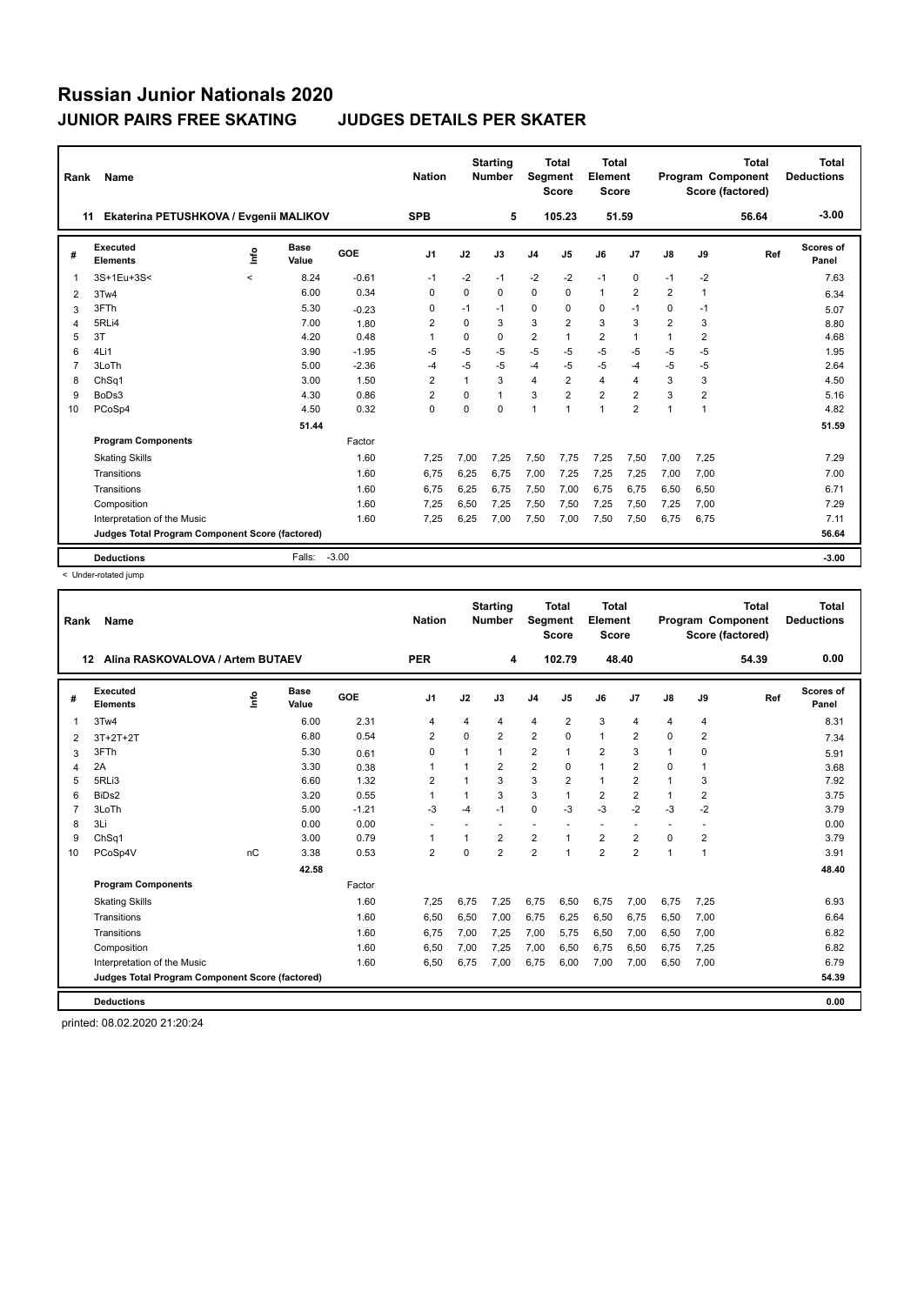# Russian Junior Nationals 2020

## JUNIOR PAIRS FREE SKATING — JUDGES DETAILS PER SKATER

| Rank | Name | Nation | Starting Number | Total Segment Score | Total Element Score | Total Program Component Score (factored) | Total Deductions |
|---|---|---|---|---|---|---|---|
| 11 | Ekaterina PETUSHKOVA / Evgenii MALIKOV | SPB | 5 | 105.23 | 51.59 | 56.64 | -3.00 |

| # | Executed Elements | Info | Base Value | GOE | J1 | J2 | J3 | J4 | J5 | J6 | J7 | J8 | J9 | Ref | Scores of Panel |
|---|---|---|---|---|---|---|---|---|---|---|---|---|---|---|---|
| 1 | 3S+1Eu+3S< | < | 8.24 | -0.61 | -1 | -2 | -1 | -2 | -2 | -1 | 0 | -1 | -2 | | 7.63 |
| 2 | 3Tw4 | | 6.00 | 0.34 | 0 | 0 | 0 | 0 | 0 | 1 | 2 | 2 | 1 | | 6.34 |
| 3 | 3FTh | | 5.30 | -0.23 | 0 | -1 | -1 | 0 | 0 | 0 | -1 | 0 | -1 | | 5.07 |
| 4 | 5RLi4 | | 7.00 | 1.80 | 2 | 0 | 3 | 3 | 2 | 3 | 3 | 2 | 3 | | 8.80 |
| 5 | 3T | | 4.20 | 0.48 | 1 | 0 | 0 | 2 | 1 | 2 | 1 | 1 | 2 | | 4.68 |
| 6 | 4Li1 | | 3.90 | -1.95 | -5 | -5 | -5 | -5 | -5 | -5 | -5 | -5 | -5 | | 1.95 |
| 7 | 3LoTh | | 5.00 | -2.36 | -4 | -5 | -5 | -4 | -5 | -5 | -4 | -5 | -5 | | 2.64 |
| 8 | ChSq1 | | 3.00 | 1.50 | 2 | 1 | 3 | 4 | 2 | 4 | 4 | 3 | 3 | | 4.50 |
| 9 | BoDs3 | | 4.30 | 0.86 | 2 | 0 | 1 | 3 | 2 | 2 | 2 | 3 | 2 | | 5.16 |
| 10 | PCoSp4 | | 4.50 | 0.32 | 0 | 0 | 0 | 1 | 1 | 1 | 2 | 1 | 1 | | 4.82 |
| | | | 51.44 | | | | | | | | | | | | 51.59 |
| | **Program Components** | | | Factor | | | | | | | | | | | |
| | Skating Skills | | | 1.60 | 7,25 | 7,00 | 7,25 | 7,50 | 7,75 | 7,25 | 7,50 | 7,00 | 7,25 | | 7.29 |
| | Transitions | | | 1.60 | 6,75 | 6,25 | 6,75 | 7,00 | 7,25 | 7,25 | 7,25 | 7,00 | 7,00 | | 7.00 |
| | Transitions | | | 1.60 | 6,75 | 6,25 | 6,75 | 7,50 | 7,00 | 6,75 | 6,75 | 6,50 | 6,50 | | 6.71 |
| | Composition | | | 1.60 | 7,25 | 6,50 | 7,25 | 7,50 | 7,50 | 7,25 | 7,50 | 7,25 | 7,00 | | 7.29 |
| | Interpretation of the Music | | | 1.60 | 7,25 | 6,25 | 7,00 | 7,50 | 7,00 | 7,50 | 7,50 | 6,75 | 6,75 | | 7.11 |
| | Judges Total Program Component Score (factored) | | | | | | | | | | | | | | 56.64 |
| | **Deductions** | | Falls: | -3.00 | | | | | | | | | | | -3.00 |

< Under-rotated jump

| Rank | Name | Nation | Starting Number | Total Segment Score | Total Element Score | Total Program Component Score (factored) | Total Deductions |
|---|---|---|---|---|---|---|---|
| 12 | Alina RASKOVALOVA / Artem BUTAEV | PER | 4 | 102.79 | 48.40 | 54.39 | 0.00 |

| # | Executed Elements | Info | Base Value | GOE | J1 | J2 | J3 | J4 | J5 | J6 | J7 | J8 | J9 | Ref | Scores of Panel |
|---|---|---|---|---|---|---|---|---|---|---|---|---|---|---|---|
| 1 | 3Tw4 | | 6.00 | 2.31 | 4 | 4 | 4 | 4 | 2 | 3 | 4 | 4 | 4 | | 8.31 |
| 2 | 3T+2T+2T | | 6.80 | 0.54 | 2 | 0 | 2 | 2 | 0 | 1 | 2 | 0 | 2 | | 7.34 |
| 3 | 3FTh | | 5.30 | 0.61 | 0 | 1 | 1 | 2 | 1 | 2 | 3 | 1 | 0 | | 5.91 |
| 4 | 2A | | 3.30 | 0.38 | 1 | 1 | 2 | 2 | 0 | 1 | 2 | 0 | 1 | | 3.68 |
| 5 | 5RLi3 | | 6.60 | 1.32 | 2 | 1 | 3 | 3 | 2 | 1 | 2 | 1 | 3 | | 7.92 |
| 6 | BiDs2 | | 3.20 | 0.55 | 1 | 1 | 3 | 3 | 1 | 2 | 2 | 1 | 2 | | 3.75 |
| 7 | 3LoTh | | 5.00 | -1.21 | -3 | -4 | -1 | 0 | -3 | -3 | -2 | -3 | -2 | | 3.79 |
| 8 | 3Li | | 0.00 | 0.00 | - | - | - | - | - | - | - | - | - | | 0.00 |
| 9 | ChSq1 | | 3.00 | 0.79 | 1 | 1 | 2 | 2 | 1 | 2 | 2 | 0 | 2 | | 3.79 |
| 10 | PCoSp4V | nC | 3.38 | 0.53 | 2 | 0 | 2 | 2 | 1 | 2 | 2 | 1 | 1 | | 3.91 |
| | | | 42.58 | | | | | | | | | | | | 48.40 |
| | **Program Components** | | | Factor | | | | | | | | | | | |
| | Skating Skills | | | 1.60 | 7,25 | 6,75 | 7,25 | 6,75 | 6,50 | 6,75 | 7,00 | 6,75 | 7,25 | | 6.93 |
| | Transitions | | | 1.60 | 6,50 | 6,50 | 7,00 | 6,75 | 6,25 | 6,50 | 6,75 | 6,50 | 7,00 | | 6.64 |
| | Transitions | | | 1.60 | 6,75 | 7,00 | 7,25 | 7,00 | 5,75 | 6,50 | 7,00 | 6,50 | 7,00 | | 6.82 |
| | Composition | | | 1.60 | 6,50 | 7,00 | 7,25 | 7,00 | 6,50 | 6,75 | 6,50 | 6,75 | 7,25 | | 6.82 |
| | Interpretation of the Music | | | 1.60 | 6,50 | 6,75 | 7,00 | 6,75 | 6,00 | 7,00 | 7,00 | 6,50 | 7,00 | | 6.79 |
| | Judges Total Program Component Score (factored) | | | | | | | | | | | | | | 54.39 |
| | **Deductions** | | | | | | | | | | | | | | 0.00 |

printed: 08.02.2020 21:20:24